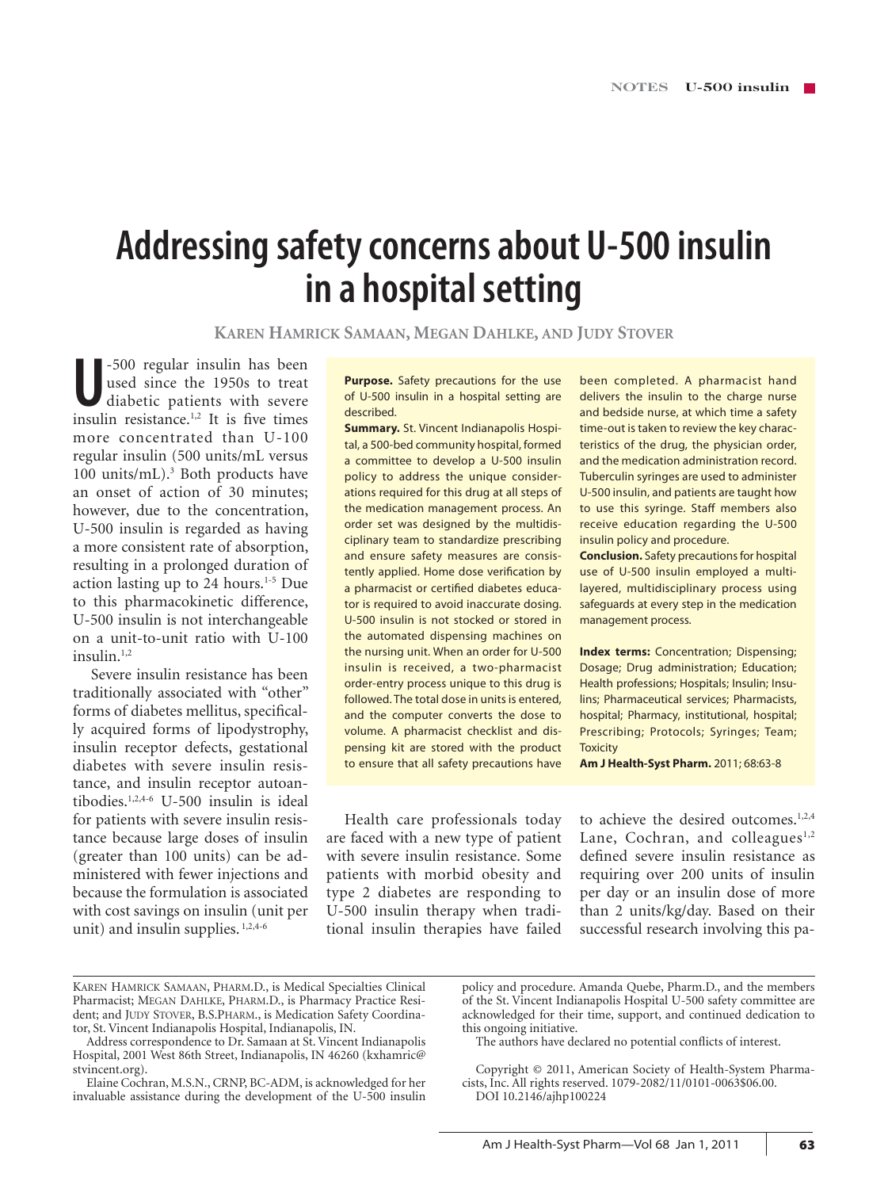# Addressing safety concerns about U-500 insulin in a hospital setting

**Karen Hamrick Samaan, Megan Dahlke, and Judy Stover**

**Purpose.** Safety precautions for the use of U-500 insulin in a hospital setting are described.

**Summary.** St. Vincent Indianapolis Hospital, a 500-bed community hospital, formed a committee to develop a U-500 insulin policy to address the unique considerations required for this drug at all steps of the medication management process. An order set was designed by the multidisciplinary team to standardize prescribing and ensure safety measures are consistently applied. Home dose verification by a pharmacist or certified diabetes educator is required to avoid inaccurate dosing. U-500 insulin is not stocked or stored in the automated dispensing machines on the nursing unit. When an order for U-500 insulin is received, a two-pharmacist order-entry process unique to this drug is followed. The total dose in units is entered, and the computer converts the dose to volume. A pharmacist checklist and dispensing kit are stored with the product to ensure that all safety precautions have been completed. A pharmacist hand delivers the insulin to the charge nurse and bedside nurse, at which time a safety time-out is taken to review the key characteristics of the drug, the physician order, and the medication administration record. Tuberculin syringes are used to administer U-500 insulin, and patients are taught how to use this syringe. Staff members also receive education regarding the U-500 insulin policy and procedure.

**Conclusion.** Safety precautions for hospital use of U-500 insulin employed a multilayered, multidisciplinary process using safeguards at every step in the medication management process.

**Index terms:** Concentration; Dispensing; Dosage; Drug administration; Education; Health professions; Hospitals; Insulin; Insulins; Pharmaceutical services; Pharmacists, hospital; Pharmacy, institutional, hospital; Prescribing; Protocols; Syringes; Team; Toxicity

**Am J Health-Syst Pharm.** 2011; 68:63-8

U-500 regular insulin has been used since the 1950s to treat diabetic patients with severe insulin resistance.[1,2] It is five times more concentrated than U-100 regular insulin (500 units/mL versus 100 units/mL).[3] Both products have an onset of action of 30 minutes; however, due to the concentration, U-500 insulin is regarded as having a more consistent rate of absorption, resulting in a prolonged duration of action lasting up to 24 hours.[1-5] Due to this pharmacokinetic difference, U-500 insulin is not interchangeable on a unit-to-unit ratio with U-100 insulin.[1,2]

Severe insulin resistance has been traditionally associated with "other" forms of diabetes mellitus, specifically acquired forms of lipodystrophy, insulin receptor defects, gestational diabetes with severe insulin resistance, and insulin receptor autoantibodies.[1,2,4-6] U-500 insulin is ideal for patients with severe insulin resistance because large doses of insulin (greater than 100 units) can be administered with fewer injections and because the formulation is associated with cost savings on insulin (unit per unit) and insulin supplies.[1,2,4-6]

Health care professionals today are faced with a new type of patient with severe insulin resistance. Some patients with morbid obesity and type 2 diabetes are responding to U-500 insulin therapy when traditional insulin therapies have failed to achieve the desired outcomes.[1,2,4] Lane, Cochran, and colleagues[1,2] defined severe insulin resistance as requiring over 200 units of insulin per day or an insulin dose of more than 2 units/kg/day. Based on their successful research involving this pa-

---

Karen Hamrick Samaan, Pharm.D., is Medical Specialties Clinical Pharmacist; Megan Dahlke, Pharm.D., is Pharmacy Practice Resident; and Judy Stover, B.S.Pharm., is Medication Safety Coordinator, St. Vincent Indianapolis Hospital, Indianapolis, IN.

Address correspondence to Dr. Samaan at St. Vincent Indianapolis Hospital, 2001 West 86th Street, Indianapolis, IN 46260 (kxhamric@stvincent.org).

Elaine Cochran, M.S.N., CRNP, BC-ADM, is acknowledged for her invaluable assistance during the development of the U-500 insulin policy and procedure. Amanda Quebe, Pharm.D., and the members of the St. Vincent Indianapolis Hospital U-500 safety committee are acknowledged for their time, support, and continued dedication to this ongoing initiative.

The authors have declared no potential conflicts of interest.

Copyright © 2011, American Society of Health-System Pharmacists, Inc. All rights reserved. 1079-2082/11/0101-0063$06.00.
DOI 10.2146/ajhp100224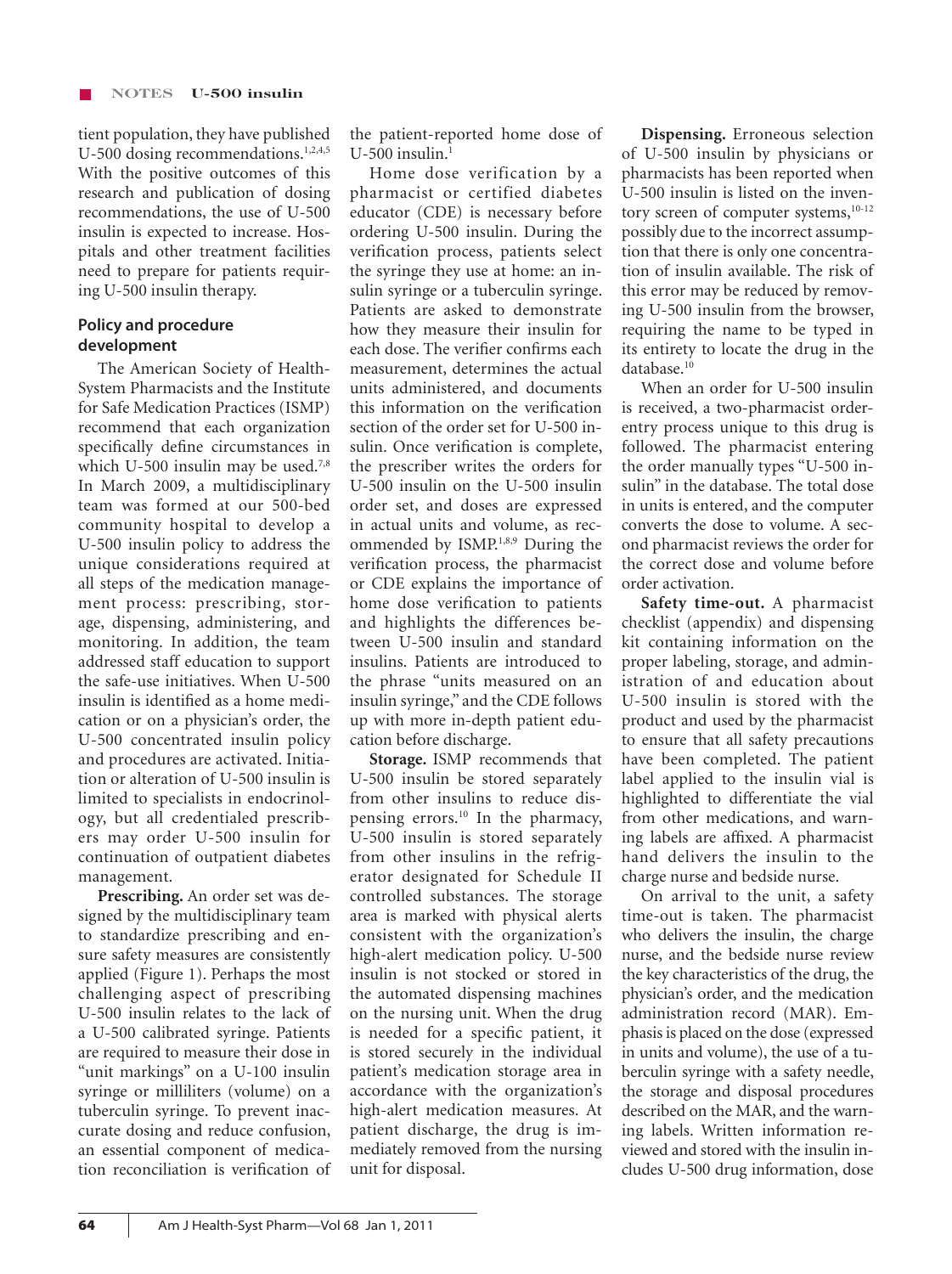tient population, they have published U-500 dosing recommendations.[1,2,4,5] With the positive outcomes of this research and publication of dosing recommendations, the use of U-500 insulin is expected to increase. Hospitals and other treatment facilities need to prepare for patients requiring U-500 insulin therapy.

## Policy and procedure development

The American Society of Health-System Pharmacists and the Institute for Safe Medication Practices (ISMP) recommend that each organization specifically define circumstances in which U-500 insulin may be used.[7,8] In March 2009, a multidisciplinary team was formed at our 500-bed community hospital to develop a U-500 insulin policy to address the unique considerations required at all steps of the medication management process: prescribing, storage, dispensing, administering, and monitoring. In addition, the team addressed staff education to support the safe-use initiatives. When U-500 insulin is identified as a home medication or on a physician's order, the U-500 concentrated insulin policy and procedures are activated. Initiation or alteration of U-500 insulin is limited to specialists in endocrinology, but all credentialed prescribers may order U-500 insulin for continuation of outpatient diabetes management.

**Prescribing.** An order set was designed by the multidisciplinary team to standardize prescribing and ensure safety measures are consistently applied (Figure 1). Perhaps the most challenging aspect of prescribing U-500 insulin relates to the lack of a U-500 calibrated syringe. Patients are required to measure their dose in "unit markings" on a U-100 insulin syringe or milliliters (volume) on a tuberculin syringe. To prevent inaccurate dosing and reduce confusion, an essential component of medication reconciliation is verification of the patient-reported home dose of U-500 insulin.[1]

Home dose verification by a pharmacist or certified diabetes educator (CDE) is necessary before ordering U-500 insulin. During the verification process, patients select the syringe they use at home: an insulin syringe or a tuberculin syringe. Patients are asked to demonstrate how they measure their insulin for each dose. The verifier confirms each measurement, determines the actual units administered, and documents this information on the verification section of the order set for U-500 insulin. Once verification is complete, the prescriber writes the orders for U-500 insulin on the U-500 insulin order set, and doses are expressed in actual units and volume, as recommended by ISMP.[1,8,9] During the verification process, the pharmacist or CDE explains the importance of home dose verification to patients and highlights the differences between U-500 insulin and standard insulins. Patients are introduced to the phrase "units measured on an insulin syringe," and the CDE follows up with more in-depth patient education before discharge.

**Storage.** ISMP recommends that U-500 insulin be stored separately from other insulins to reduce dispensing errors.[10] In the pharmacy, U-500 insulin is stored separately from other insulins in the refrigerator designated for Schedule II controlled substances. The storage area is marked with physical alerts consistent with the organization's high-alert medication policy. U-500 insulin is not stocked or stored in the automated dispensing machines on the nursing unit. When the drug is needed for a specific patient, it is stored securely in the individual patient's medication storage area in accordance with the organization's high-alert medication measures. At patient discharge, the drug is immediately removed from the nursing unit for disposal.

**Dispensing.** Erroneous selection of U-500 insulin by physicians or pharmacists has been reported when U-500 insulin is listed on the inventory screen of computer systems,[10-12] possibly due to the incorrect assumption that there is only one concentration of insulin available. The risk of this error may be reduced by removing U-500 insulin from the browser, requiring the name to be typed in its entirety to locate the drug in the database.[10]

When an order for U-500 insulin is received, a two-pharmacist order-entry process unique to this drug is followed. The pharmacist entering the order manually types "U-500 insulin" in the database. The total dose in units is entered, and the computer converts the dose to volume. A second pharmacist reviews the order for the correct dose and volume before order activation.

**Safety time-out.** A pharmacist checklist (appendix) and dispensing kit containing information on the proper labeling, storage, and administration of and education about U-500 insulin is stored with the product and used by the pharmacist to ensure that all safety precautions have been completed. The patient label applied to the insulin vial is highlighted to differentiate the vial from other medications, and warning labels are affixed. A pharmacist hand delivers the insulin to the charge nurse and bedside nurse.

On arrival to the unit, a safety time-out is taken. The pharmacist who delivers the insulin, the charge nurse, and the bedside nurse review the key characteristics of the drug, the physician's order, and the medication administration record (MAR). Emphasis is placed on the dose (expressed in units and volume), the use of a tuberculin syringe with a safety needle, the storage and disposal procedures described on the MAR, and the warning labels. Written information reviewed and stored with the insulin includes U-500 drug information, dose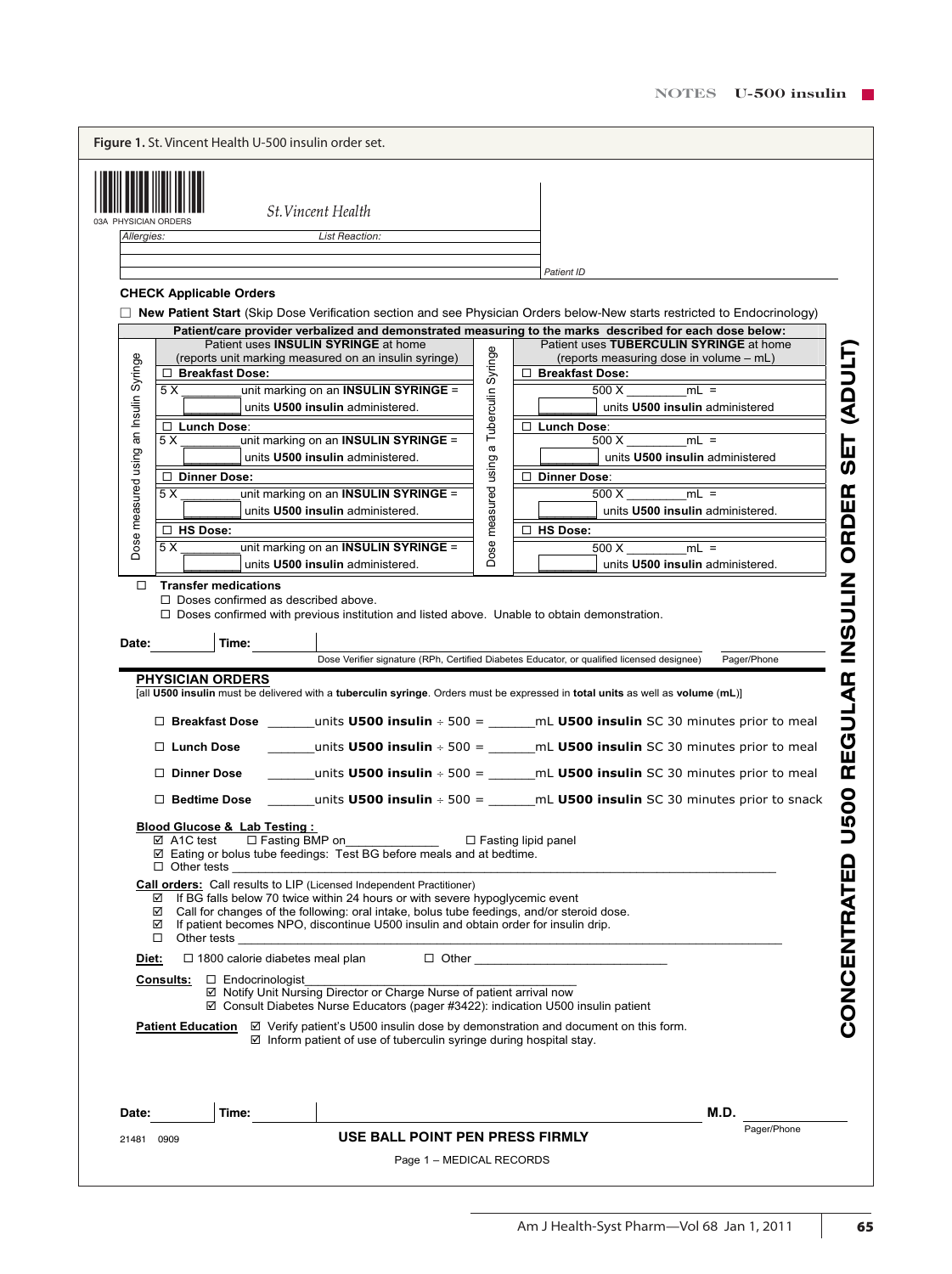**Figure 1.** St. Vincent Health U-500 insulin order set.

03A PHYSICIAN ORDERS

*St. Vincent Health*

*Allergies:* *List Reaction:*

*Patient ID*

**CONCENTRATED U500 REGULAR INSULIN ORDER SET (ADULT)**

**CHECK Applicable Orders**

☐ **New Patient Start** (Skip Dose Verification section and see Physician Orders below-New starts restricted to Endocrinology)

**Patient/care provider verbalized and demonstrated measuring to the marks described for each dose below:**

| Dose measured using an Insulin Syringe | Dose measured using a Tuberculin Syringe |
|---|---|
| Patient uses **INSULIN SYRINGE** at home (reports unit marking measured on an insulin syringe) | Patient uses **TUBERCULIN SYRINGE** at home (reports measuring dose in volume – mL) |
| ☐ **Breakfast Dose:** 5 X ________unit marking on an **INSULIN SYRINGE** = ________ units **U500 insulin** administered. | ☐ **Breakfast Dose:** 500 X ________mL = ________ units **U500 insulin** administered |
| ☐ **Lunch Dose:** 5 X ________unit marking on an **INSULIN SYRINGE** = ________ units **U500 insulin** administered. | ☐ **Lunch Dose:** 500 X ________mL = ________ units **U500 insulin** administered |
| ☐ **Dinner Dose:** 5 X ________unit marking on an **INSULIN SYRINGE** = ________ units **U500 insulin** administered. | ☐ **Dinner Dose:** 500 X ________mL = ________ units **U500 insulin** administered. |
| ☐ **HS Dose:** 5 X ________unit marking on an **INSULIN SYRINGE** = ________ units **U500 insulin** administered. | ☐ **HS Dose:** 500 X ________mL = ________ units **U500 insulin** administered. |

☐ **Transfer medications**
- ☐ Doses confirmed as described above.
- ☐ Doses confirmed with previous institution and listed above. Unable to obtain demonstration.

**Date:** ________ **Time:** ________ ____________________ Dose Verifier signature (RPh, Certified Diabetes Educator, or qualified licensed designee) ________ Pager/Phone

**PHYSICIAN ORDERS**

[all **U500 insulin** must be delivered with a **tuberculin syringe**. Orders must be expressed in **total units** as well as **volume** (**mL**)]

- ☐ **Breakfast Dose** _______units **U500 insulin** ÷ 500 = _______mL **U500 insulin** SC 30 minutes prior to meal
- ☐ **Lunch Dose** _______units **U500 insulin** ÷ 500 = _______mL **U500 insulin** SC 30 minutes prior to meal
- ☐ **Dinner Dose** _______units **U500 insulin** ÷ 500 = _______mL **U500 insulin** SC 30 minutes prior to meal
- ☐ **Bedtime Dose** _______units **U500 insulin** ÷ 500 = _______mL **U500 insulin** SC 30 minutes prior to snack

**Blood Glucose & Lab Testing :**
- ☑ A1C test ☐ Fasting BMP on______________ ☐ Fasting lipid panel
- ☑ Eating or bolus tube feedings: Test BG before meals and at bedtime.
- ☐ Other tests ____________________

**Call orders:** Call results to LIP (Licensed Independent Practitioner)
- ☑ If BG falls below 70 twice within 24 hours or with severe hypoglycemic event
- ☑ Call for changes of the following: oral intake, bolus tube feedings, and/or steroid dose.
- ☑ If patient becomes NPO, discontinue U500 insulin and obtain order for insulin drip.
- ☐ Other tests ____________________

**Diet:** ☐ 1800 calorie diabetes meal plan ☐ Other ____________________

**Consults:** ☐ Endocrinologist____________________
- ☑ Notify Unit Nursing Director or Charge Nurse of patient arrival now
- ☑ Consult Diabetes Nurse Educators (pager #3422): indication U500 insulin patient

**Patient Education**
- ☑ Verify patient's U500 insulin dose by demonstration and document on this form.
- ☑ Inform patient of use of tuberculin syringe during hospital stay.

**Date:** ________ **Time:** ________ ____________________ **M.D.** ________ Pager/Phone

21481 0909

**USE BALL POINT PEN PRESS FIRMLY**

Page 1 – MEDICAL RECORDS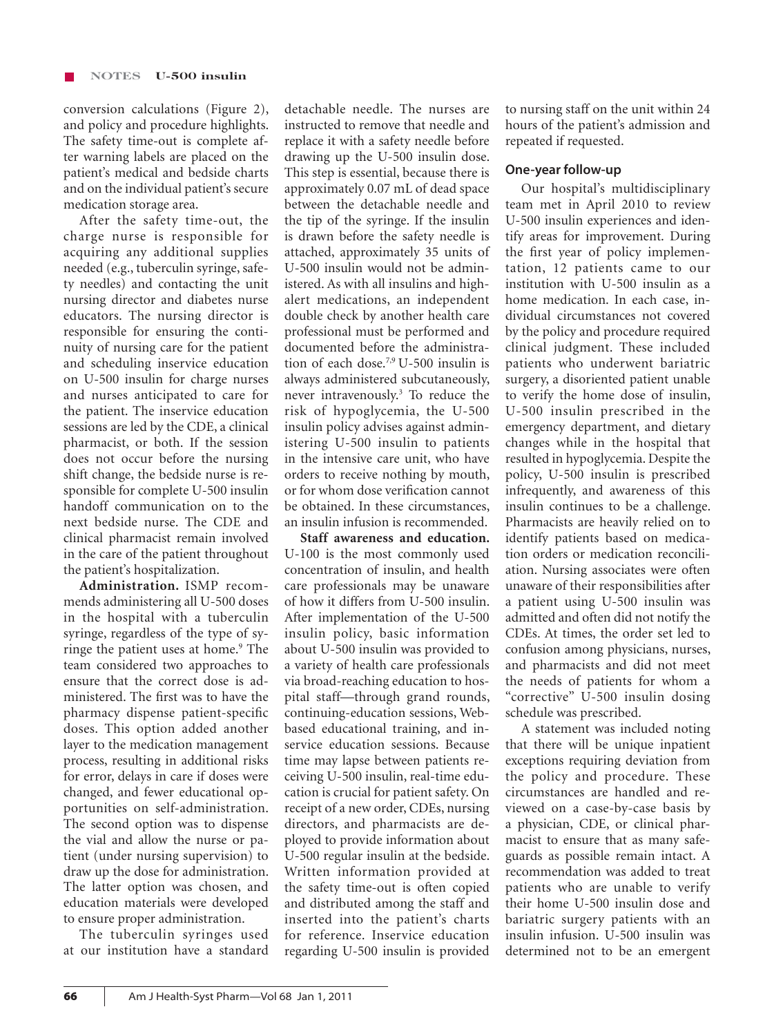conversion calculations (Figure 2), and policy and procedure highlights. The safety time-out is complete after warning labels are placed on the patient's medical and bedside charts and on the individual patient's secure medication storage area.

After the safety time-out, the charge nurse is responsible for acquiring any additional supplies needed (e.g., tuberculin syringe, safety needles) and contacting the unit nursing director and diabetes nurse educators. The nursing director is responsible for ensuring the continuity of nursing care for the patient and scheduling inservice education on U-500 insulin for charge nurses and nurses anticipated to care for the patient. The inservice education sessions are led by the CDE, a clinical pharmacist, or both. If the session does not occur before the nursing shift change, the bedside nurse is responsible for complete U-500 insulin handoff communication on to the next bedside nurse. The CDE and clinical pharmacist remain involved in the care of the patient throughout the patient's hospitalization.

**Administration.** ISMP recommends administering all U-500 doses in the hospital with a tuberculin syringe, regardless of the type of syringe the patient uses at home.[9] The team considered two approaches to ensure that the correct dose is administered. The first was to have the pharmacy dispense patient-specific doses. This option added another layer to the medication management process, resulting in additional risks for error, delays in care if doses were changed, and fewer educational opportunities on self-administration. The second option was to dispense the vial and allow the nurse or patient (under nursing supervision) to draw up the dose for administration. The latter option was chosen, and education materials were developed to ensure proper administration.

The tuberculin syringes used at our institution have a standard detachable needle. The nurses are instructed to remove that needle and replace it with a safety needle before drawing up the U-500 insulin dose. This step is essential, because there is approximately 0.07 mL of dead space between the detachable needle and the tip of the syringe. If the insulin is drawn before the safety needle is attached, approximately 35 units of U-500 insulin would not be administered. As with all insulins and high-alert medications, an independent double check by another health care professional must be performed and documented before the administration of each dose.[7,9] U-500 insulin is always administered subcutaneously, never intravenously.[3] To reduce the risk of hypoglycemia, the U-500 insulin policy advises against administering U-500 insulin to patients in the intensive care unit, who have orders to receive nothing by mouth, or for whom dose verification cannot be obtained. In these circumstances, an insulin infusion is recommended.

**Staff awareness and education.** U-100 is the most commonly used concentration of insulin, and health care professionals may be unaware of how it differs from U-500 insulin. After implementation of the U-500 insulin policy, basic information about U-500 insulin was provided to a variety of health care professionals via broad-reaching education to hospital staff—through grand rounds, continuing-education sessions, Web-based educational training, and inservice education sessions. Because time may lapse between patients receiving U-500 insulin, real-time education is crucial for patient safety. On receipt of a new order, CDEs, nursing directors, and pharmacists are deployed to provide information about U-500 regular insulin at the bedside. Written information provided at the safety time-out is often copied and distributed among the staff and inserted into the patient's charts for reference. Inservice education regarding U-500 insulin is provided to nursing staff on the unit within 24 hours of the patient's admission and repeated if requested.

### One-year follow-up

Our hospital's multidisciplinary team met in April 2010 to review U-500 insulin experiences and identify areas for improvement. During the first year of policy implementation, 12 patients came to our institution with U-500 insulin as a home medication. In each case, individual circumstances not covered by the policy and procedure required clinical judgment. These included patients who underwent bariatric surgery, a disoriented patient unable to verify the home dose of insulin, U-500 insulin prescribed in the emergency department, and dietary changes while in the hospital that resulted in hypoglycemia. Despite the policy, U-500 insulin is prescribed infrequently, and awareness of this insulin continues to be a challenge. Pharmacists are heavily relied on to identify patients based on medication orders or medication reconciliation. Nursing associates were often unaware of their responsibilities after a patient using U-500 insulin was admitted and often did not notify the CDEs. At times, the order set led to confusion among physicians, nurses, and pharmacists and did not meet the needs of patients for whom a "corrective" U-500 insulin dosing schedule was prescribed.

A statement was included noting that there will be unique inpatient exceptions requiring deviation from the policy and procedure. These circumstances are handled and reviewed on a case-by-case basis by a physician, CDE, or clinical pharmacist to ensure that as many safeguards as possible remain intact. A recommendation was added to treat patients who are unable to verify their home U-500 insulin dose and bariatric surgery patients with an insulin infusion. U-500 insulin was determined not to be an emergent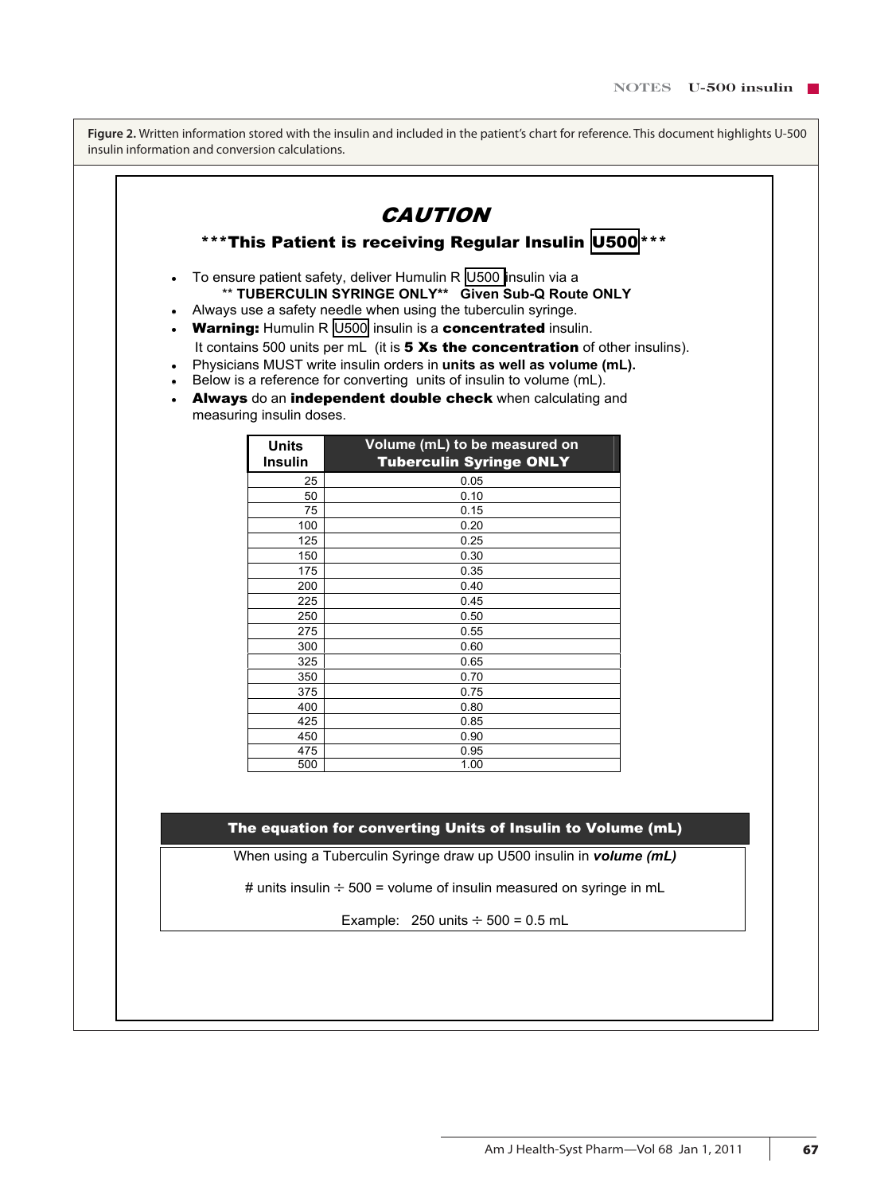**Figure 2.** Written information stored with the insulin and included in the patient's chart for reference. This document highlights U-500 insulin information and conversion calculations.

## *CAUTION*

### \*\*\*This Patient is receiving Regular Insulin U500\*\*\*

- To ensure patient safety, deliver Humulin R U500 insulin via a
  \*\* **TUBERCULIN SYRINGE ONLY**\*\* **Given Sub-Q Route ONLY**
- Always use a safety needle when using the tuberculin syringe.
- **Warning:** Humulin R U500 insulin is a **concentrated** insulin.
  It contains 500 units per mL (it is **5 Xs the concentration** of other insulins).
- Physicians MUST write insulin orders in **units as well as volume (mL).**
- Below is a reference for converting units of insulin to volume (mL).
- **Always** do an **independent double check** when calculating and measuring insulin doses.

| Units Insulin | Volume (mL) to be measured on Tuberculin Syringe ONLY |
|---|---|
| 25 | 0.05 |
| 50 | 0.10 |
| 75 | 0.15 |
| 100 | 0.20 |
| 125 | 0.25 |
| 150 | 0.30 |
| 175 | 0.35 |
| 200 | 0.40 |
| 225 | 0.45 |
| 250 | 0.50 |
| 275 | 0.55 |
| 300 | 0.60 |
| 325 | 0.65 |
| 350 | 0.70 |
| 375 | 0.75 |
| 400 | 0.80 |
| 425 | 0.85 |
| 450 | 0.90 |
| 475 | 0.95 |
| 500 | 1.00 |

**The equation for converting Units of Insulin to Volume (mL)**

When using a Tuberculin Syringe draw up U500 insulin in ***volume (mL)***

# units insulin ÷ 500 = volume of insulin measured on syringe in mL

Example: 250 units ÷ 500 = 0.5 mL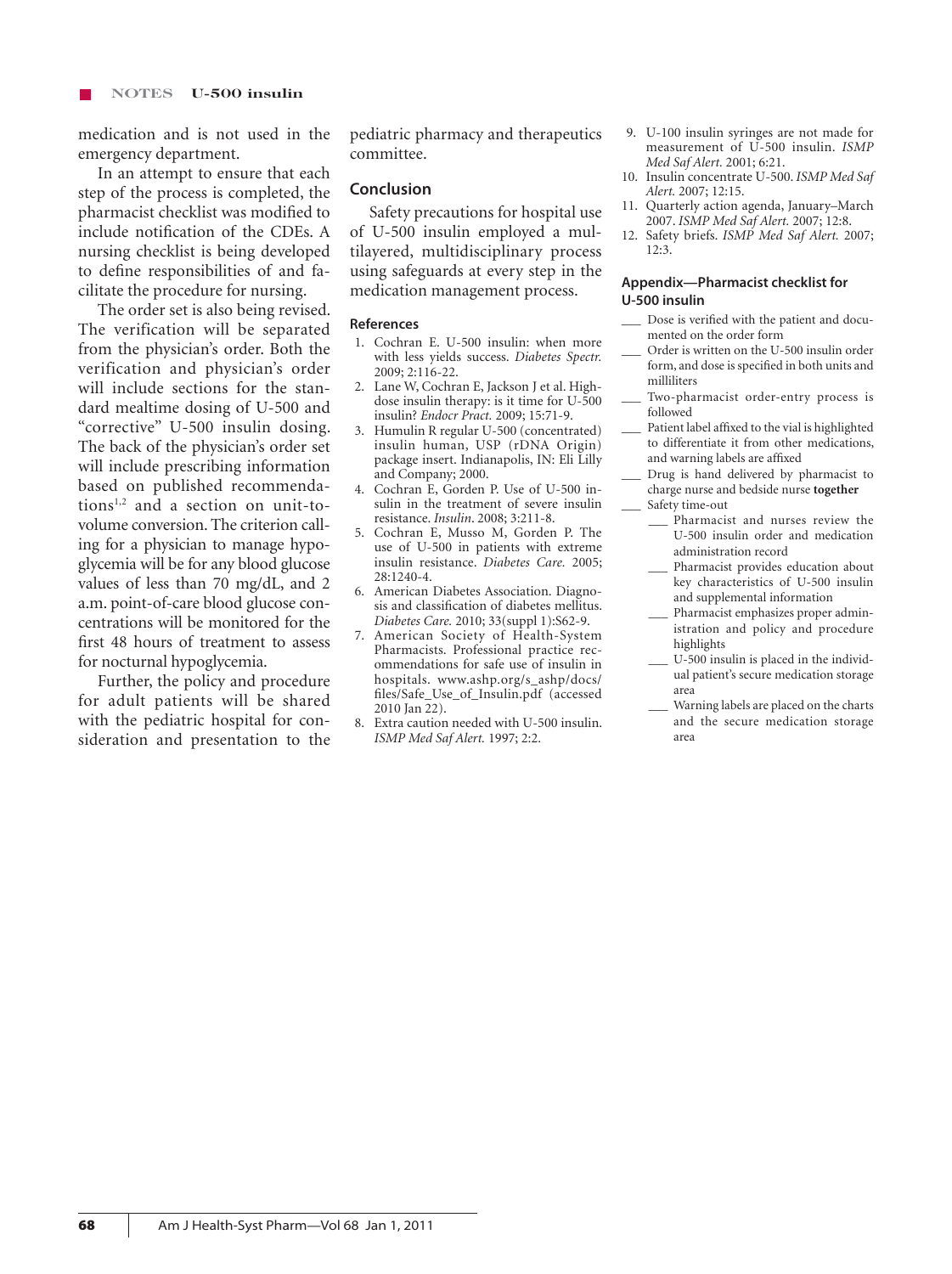medication and is not used in the emergency department.

In an attempt to ensure that each step of the process is completed, the pharmacist checklist was modified to include notification of the CDEs. A nursing checklist is being developed to define responsibilities of and facilitate the procedure for nursing.

The order set is also being revised. The verification will be separated from the physician's order. Both the verification and physician's order will include sections for the standard mealtime dosing of U-500 and "corrective" U-500 insulin dosing. The back of the physician's order set will include prescribing information based on published recommendations[1,2] and a section on unit-to-volume conversion. The criterion calling for a physician to manage hypoglycemia will be for any blood glucose values of less than 70 mg/dL, and 2 a.m. point-of-care blood glucose concentrations will be monitored for the first 48 hours of treatment to assess for nocturnal hypoglycemia.

Further, the policy and procedure for adult patients will be shared with the pediatric hospital for consideration and presentation to the pediatric pharmacy and therapeutics committee.

## Conclusion

Safety precautions for hospital use of U-500 insulin employed a multilayered, multidisciplinary process using safeguards at every step in the medication management process.

### References

1. Cochran E. U-500 insulin: when more with less yields success. *Diabetes Spectr.* 2009; 2:116-22.
2. Lane W, Cochran E, Jackson J et al. High-dose insulin therapy: is it time for U-500 insulin? *Endocr Pract.* 2009; 15:71-9.
3. Humulin R regular U-500 (concentrated) insulin human, USP (rDNA Origin) package insert. Indianapolis, IN: Eli Lilly and Company; 2000.
4. Cochran E, Gorden P. Use of U-500 insulin in the treatment of severe insulin resistance. *Insulin*. 2008; 3:211-8.
5. Cochran E, Musso M, Gorden P. The use of U-500 in patients with extreme insulin resistance. *Diabetes Care.* 2005; 28:1240-4.
6. American Diabetes Association. Diagnosis and classification of diabetes mellitus. *Diabetes Care.* 2010; 33(suppl 1):S62-9.
7. American Society of Health-System Pharmacists. Professional practice recommendations for safe use of insulin in hospitals. www.ashp.org/s_ashp/docs/files/Safe_Use_of_Insulin.pdf (accessed 2010 Jan 22).
8. Extra caution needed with U-500 insulin. *ISMP Med Saf Alert.* 1997; 2:2.
9. U-100 insulin syringes are not made for measurement of U-500 insulin. *ISMP Med Saf Alert.* 2001; 6:21.
10. Insulin concentrate U-500. *ISMP Med Saf Alert.* 2007; 12:15.
11. Quarterly action agenda, January–March 2007. *ISMP Med Saf Alert.* 2007; 12:8.
12. Safety briefs. *ISMP Med Saf Alert.* 2007; 12:3.

### Appendix—Pharmacist checklist for U-500 insulin

- ___ Dose is verified with the patient and documented on the order form
- ___ Order is written on the U-500 insulin order form, and dose is specified in both units and milliliters
- ___ Two-pharmacist order-entry process is followed
- ___ Patient label affixed to the vial is highlighted to differentiate it from other medications, and warning labels are affixed
- ___ Drug is hand delivered by pharmacist to charge nurse and bedside nurse **together**
- ___ Safety time-out
  - ___ Pharmacist and nurses review the U-500 insulin order and medication administration record
  - ___ Pharmacist provides education about key characteristics of U-500 insulin and supplemental information
  - ___ Pharmacist emphasizes proper administration and policy and procedure highlights
  - ___ U-500 insulin is placed in the individual patient's secure medication storage area
  - ___ Warning labels are placed on the charts and the secure medication storage area